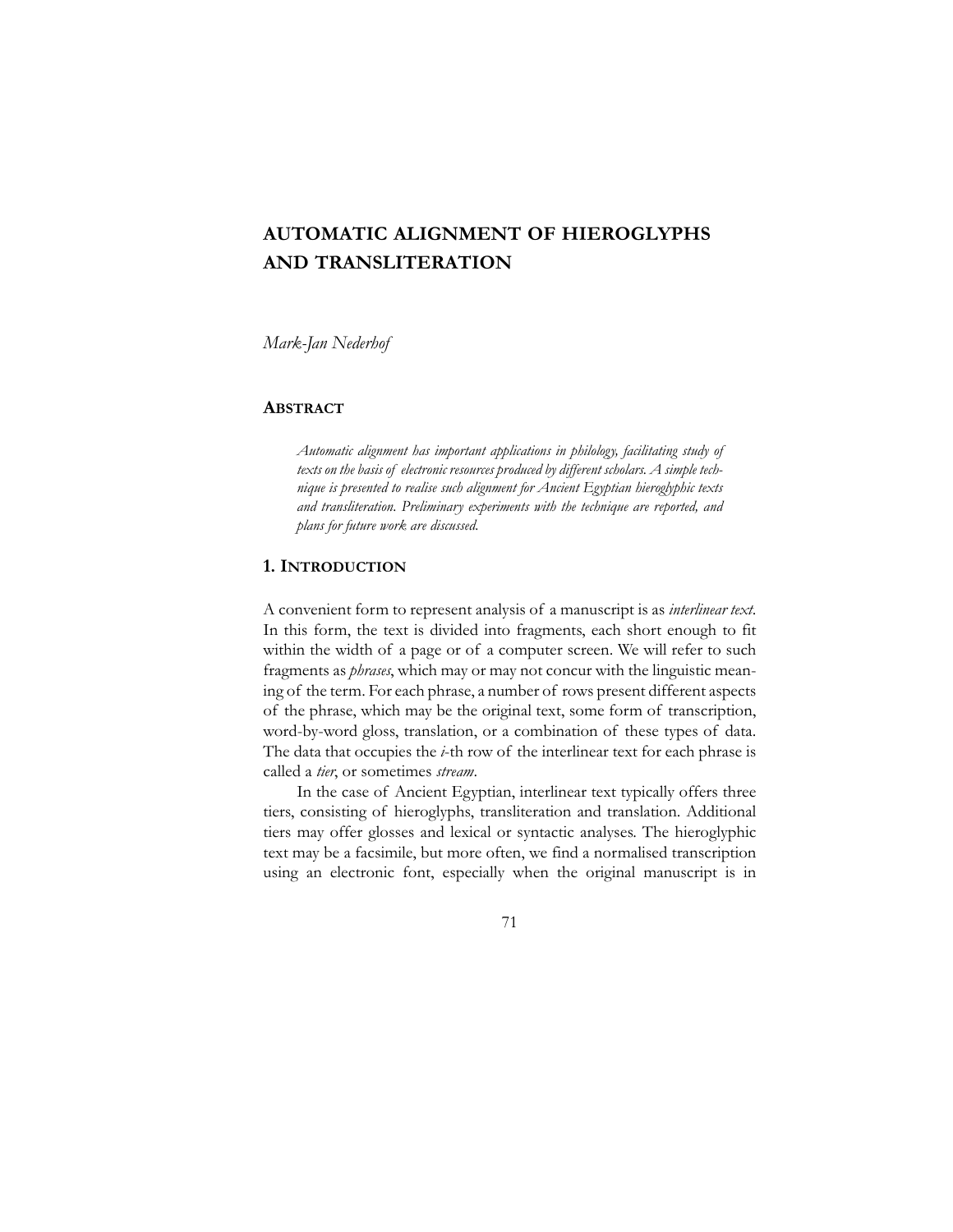# AUTOMATIC ALIGNMENT OF HIEROGLYPHS AND TRANSLITERATION

*Mark-Jan Nederhof*

## ABSTRACT

*Automatic alignment has important applications in philology, facilitating study of texts on the basis of electronic resources produced by different scholars. A simple technique is presented to realise such alignment for Ancient Egyptian hieroglyphic texts and transliteration. Preliminary experiments with the technique are reported, and plans for future work are discussed.*

## 1. INTRODUCTION

A convenient form to represent analysis of a manuscript is as *interlinear text*. In this form, the text is divided into fragments, each short enough to fit within the width of a page or of a computer screen. We will refer to such fragments as *phrases*, which may or may not concur with the linguistic meaning of the term. For each phrase, a number of rows present different aspects of the phrase, which may be the original text, some form of transcription, word-by-word gloss, translation, or a combination of these types of data. The data that occupies the *i*-th row of the interlinear text for each phrase is called a *tier*, or sometimes *stream*.

In the case of Ancient Egyptian, interlinear text typically offers three tiers, consisting of hieroglyphs, transliteration and translation. Additional tiers may offer glosses and lexical or syntactic analyses. The hieroglyphic text may be a facsimile, but more often, we find a normalised transcription using an electronic font, especially when the original manuscript is in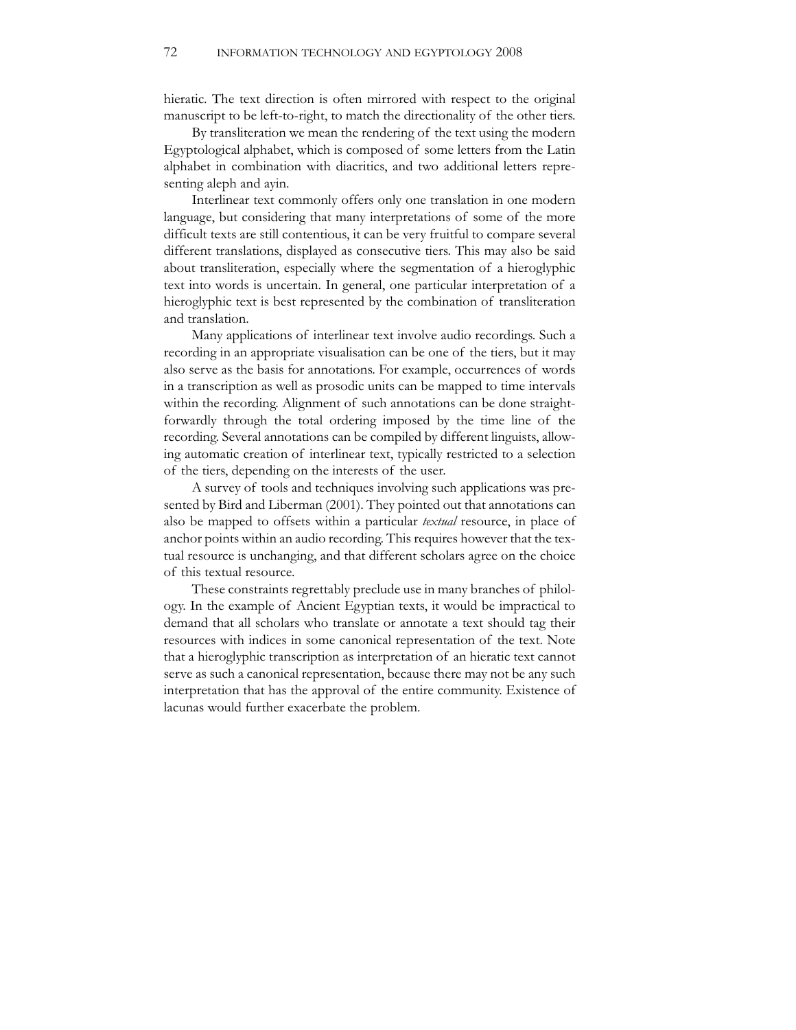hieratic. The text direction is often mirrored with respect to the original manuscript to be left-to-right, to match the directionality of the other tiers.

By transliteration we mean the rendering of the text using the modern Egyptological alphabet, which is composed of some letters from the Latin alphabet in combination with diacritics, and two additional letters representing aleph and ayin.

Interlinear text commonly offers only one translation in one modern language, but considering that many interpretations of some of the more difficult texts are still contentious, it can be very fruitful to compare several different translations, displayed as consecutive tiers. This may also be said about transliteration, especially where the segmentation of a hieroglyphic text into words is uncertain. In general, one particular interpretation of a hieroglyphic text is best represented by the combination of transliteration and translation.

Many applications of interlinear text involve audio recordings. Such a recording in an appropriate visualisation can be one of the tiers, but it may also serve as the basis for annotations. For example, occurrences of words in a transcription as well as prosodic units can be mapped to time intervals within the recording. Alignment of such annotations can be done straightforwardly through the total ordering imposed by the time line of the recording. Several annotations can be compiled by different linguists, allowing automatic creation of interlinear text, typically restricted to a selection of the tiers, depending on the interests of the user.

A survey of tools and techniques involving such applications was presented by Bird and Liberman (2001). They pointed out that annotations can also be mapped to offsets within a particular *textual* resource, in place of anchor points within an audio recording. This requires however that the textual resource is unchanging, and that different scholars agree on the choice of this textual resource.

These constraints regrettably preclude use in many branches of philology. In the example of Ancient Egyptian texts, it would be impractical to demand that all scholars who translate or annotate a text should tag their resources with indices in some canonical representation of the text. Note that a hieroglyphic transcription as interpretation of an hieratic text cannot serve as such a canonical representation, because there may not be any such interpretation that has the approval of the entire community. Existence of lacunas would further exacerbate the problem.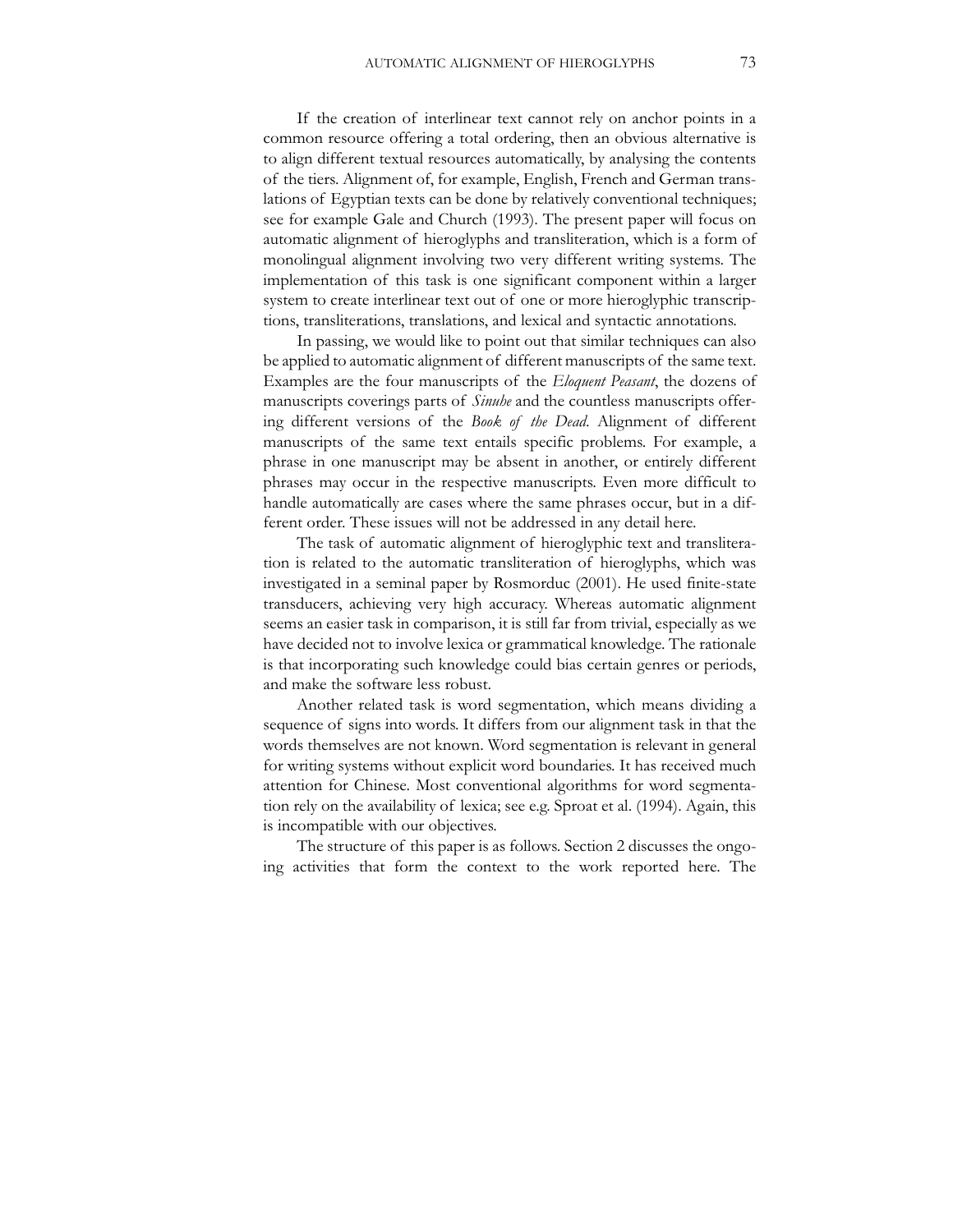If the creation of interlinear text cannot rely on anchor points in a common resource offering a total ordering, then an obvious alternative is to align different textual resources automatically, by analysing the contents of the tiers. Alignment of, for example, English, French and German translations of Egyptian texts can be done by relatively conventional techniques; see for example Gale and Church (1993). The present paper will focus on automatic alignment of hieroglyphs and transliteration, which is a form of monolingual alignment involving two very different writing systems. The implementation of this task is one significant component within a larger system to create interlinear text out of one or more hieroglyphic transcriptions, transliterations, translations, and lexical and syntactic annotations.

In passing, we would like to point out that similar techniques can also be applied to automatic alignment of different manuscripts of the same text. Examples are the four manuscripts of the *Eloquent Peasant*, the dozens of manuscripts coverings parts of *Sinuhe* and the countless manuscripts offering different versions of the *Book of the Dead*. Alignment of different manuscripts of the same text entails specific problems. For example, a phrase in one manuscript may be absent in another, or entirely different phrases may occur in the respective manuscripts. Even more difficult to handle automatically are cases where the same phrases occur, but in a different order. These issues will not be addressed in any detail here.

The task of automatic alignment of hieroglyphic text and transliteration is related to the automatic transliteration of hieroglyphs, which was investigated in a seminal paper by Rosmorduc (2001). He used finite-state transducers, achieving very high accuracy. Whereas automatic alignment seems an easier task in comparison, it is still far from trivial, especially as we have decided not to involve lexica or grammatical knowledge. The rationale is that incorporating such knowledge could bias certain genres or periods, and make the software less robust.

Another related task is word segmentation, which means dividing a sequence of signs into words. It differs from our alignment task in that the words themselves are not known. Word segmentation is relevant in general for writing systems without explicit word boundaries. It has received much attention for Chinese. Most conventional algorithms for word segmentation rely on the availability of lexica; see e.g. Sproat et al. (1994). Again, this is incompatible with our objectives.

The structure of this paper is as follows. Section 2 discusses the ongoing activities that form the context to the work reported here. The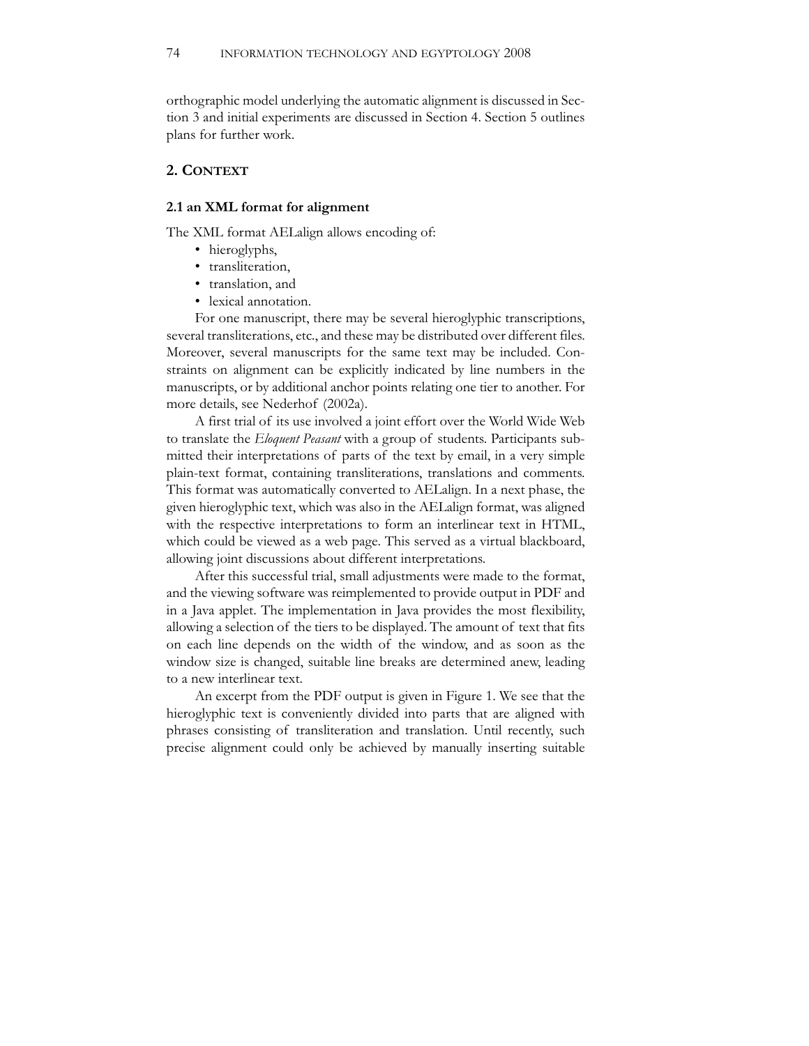orthographic model underlying the automatic alignment is discussed in Section 3 and initial experiments are discussed in Section 4. Section 5 outlines plans for further work.

## 2. Context

### 2.1 an XML format for alignment

The XML format AELalign allows encoding of:

- hieroglyphs,
- transliteration,
- translation, and
- lexical annotation.

For one manuscript, there may be several hieroglyphic transcriptions, several transliterations, etc., and these may be distributed over different files. Moreover, several manuscripts for the same text may be included. Constraints on alignment can be explicitly indicated by line numbers in the manuscripts, or by additional anchor points relating one tier to another. For more details, see Nederhof (2002a).

A first trial of its use involved a joint effort over the World Wide Web to translate the *Eloquent Peasant* with a group of students. Participants submitted their interpretations of parts of the text by email, in a very simple plain-text format, containing transliterations, translations and comments. This format was automatically converted to AELalign. In a next phase, the given hieroglyphic text, which was also in the AELalign format, was aligned with the respective interpretations to form an interlinear text in HTML, which could be viewed as a web page. This served as a virtual blackboard, allowing joint discussions about different interpretations.

After this successful trial, small adjustments were made to the format, and the viewing software was reimplemented to provide output in PDF and in a Java applet. The implementation in Java provides the most flexibility, allowing a selection of the tiers to be displayed. The amount of text that fits on each line depends on the width of the window, and as soon as the window size is changed, suitable line breaks are determined anew, leading to a new interlinear text.

An excerpt from the PDF output is given in Figure 1. We see that the hieroglyphic text is conveniently divided into parts that are aligned with phrases consisting of transliteration and translation. Until recently, such precise alignment could only be achieved by manually inserting suitable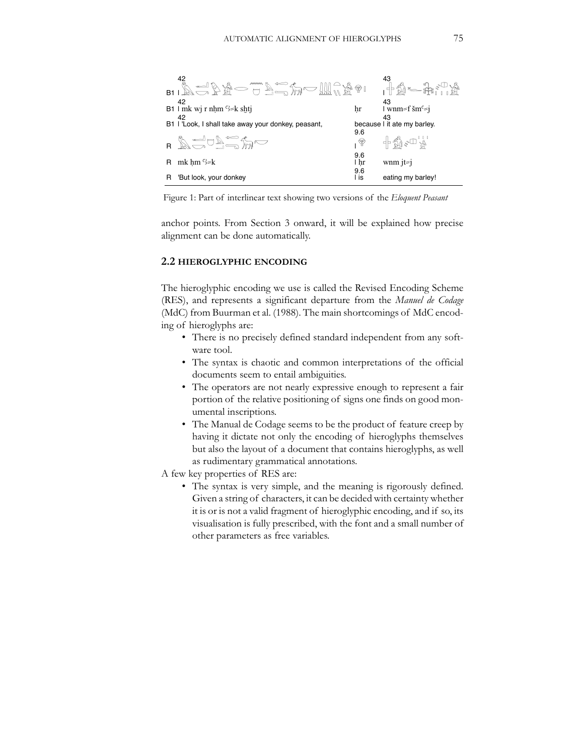| | | | |
|---|---|---|---|
| B1 | 42<br>I [hieroglyphs] | | 43<br>I [hieroglyphs] |
| B1 | 42<br>I mk wj r nḥm ꜥꜣ=k sḫtj | ḥr | 43<br>I wnm=f šmꜥ=j |
| B1 | 42<br>I 'Look, I shall take away your donkey, peasant, | because | 43<br>I it ate my barley. |
| R | [hieroglyphs] | 9.6<br>I [hieroglyph] | [hieroglyphs] |
| R | mk ḥm ꜥꜣ=k | 9.6<br>I ḥr | wnm jt=j |
| R | 'But look, your donkey | 9.6<br>I is | eating my barley! |

Figure 1: Part of interlinear text showing two versions of the *Eloquent Peasant*

anchor points. From Section 3 onward, it will be explained how precise alignment can be done automatically.

## 2.2 HIEROGLYPHIC ENCODING

The hieroglyphic encoding we use is called the Revised Encoding Scheme (RES), and represents a significant departure from the *Manuel de Codage* (MdC) from Buurman et al. (1988). The main shortcomings of MdC encoding of hieroglyphs are:

- There is no precisely defined standard independent from any software tool.
- The syntax is chaotic and common interpretations of the official documents seem to entail ambiguities.
- The operators are not nearly expressive enough to represent a fair portion of the relative positioning of signs one finds on good monumental inscriptions.
- The Manual de Codage seems to be the product of feature creep by having it dictate not only the encoding of hieroglyphs themselves but also the layout of a document that contains hieroglyphs, as well as rudimentary grammatical annotations.

A few key properties of RES are:

- The syntax is very simple, and the meaning is rigorously defined. Given a string of characters, it can be decided with certainty whether it is or is not a valid fragment of hieroglyphic encoding, and if so, its visualisation is fully prescribed, with the font and a small number of other parameters as free variables.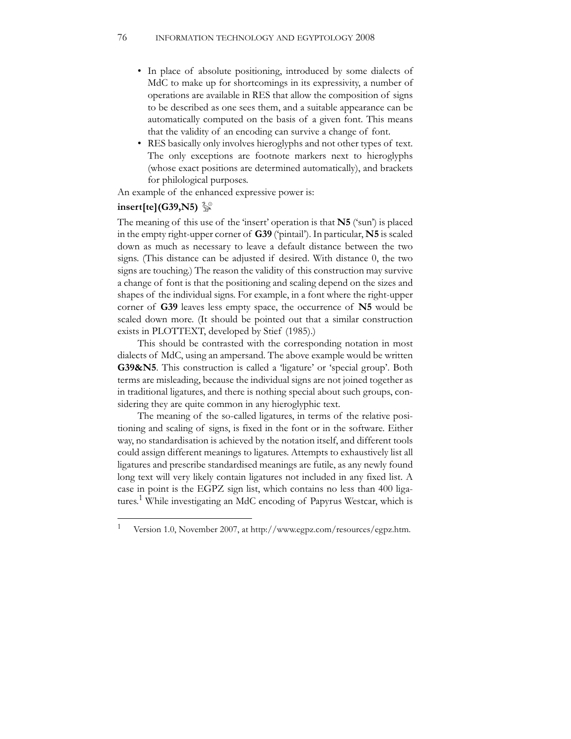- In place of absolute positioning, introduced by some dialects of MdC to make up for shortcomings in its expressivity, a number of operations are available in RES that allow the composition of signs to be described as one sees them, and a suitable appearance can be automatically computed on the basis of a given font. This means that the validity of an encoding can survive a change of font.
- RES basically only involves hieroglyphs and not other types of text. The only exceptions are footnote markers next to hieroglyphs (whose exact positions are determined automatically), and brackets for philological purposes.

An example of the enhanced expressive power is:

**insert[te](G39,N5)**

The meaning of this use of the 'insert' operation is that **N5** ('sun') is placed in the empty right-upper corner of **G39** ('pintail'). In particular, **N5** is scaled down as much as necessary to leave a default distance between the two signs. (This distance can be adjusted if desired. With distance 0, the two signs are touching.) The reason the validity of this construction may survive a change of font is that the positioning and scaling depend on the sizes and shapes of the individual signs. For example, in a font where the right-upper corner of **G39** leaves less empty space, the occurrence of **N5** would be scaled down more. (It should be pointed out that a similar construction exists in PLOTTEXT, developed by Stief (1985).)

This should be contrasted with the corresponding notation in most dialects of MdC, using an ampersand. The above example would be written **G39&N5**. This construction is called a 'ligature' or 'special group'. Both terms are misleading, because the individual signs are not joined together as in traditional ligatures, and there is nothing special about such groups, considering they are quite common in any hieroglyphic text.

The meaning of the so-called ligatures, in terms of the relative positioning and scaling of signs, is fixed in the font or in the software. Either way, no standardisation is achieved by the notation itself, and different tools could assign different meanings to ligatures. Attempts to exhaustively list all ligatures and prescribe standardised meanings are futile, as any newly found long text will very likely contain ligatures not included in any fixed list. A case in point is the EGPZ sign list, which contains no less than 400 ligatures.[1] While investigating an MdC encoding of Papyrus Westcar, which is

[1] Version 1.0, November 2007, at http://www.egpz.com/resources/egpz.htm.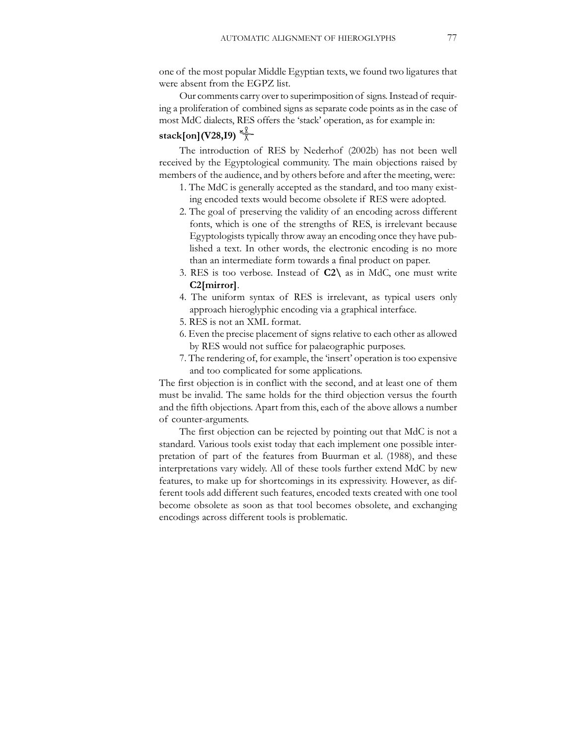one of the most popular Middle Egyptian texts, we found two ligatures that were absent from the EGPZ list.

Our comments carry over to superimposition of signs. Instead of requiring a proliferation of combined signs as separate code points as in the case of most MdC dialects, RES offers the 'stack' operation, as for example in:

**stack[on](V28,I9)**

The introduction of RES by Nederhof (2002b) has not been well received by the Egyptological community. The main objections raised by members of the audience, and by others before and after the meeting, were:

1. The MdC is generally accepted as the standard, and too many existing encoded texts would become obsolete if RES were adopted.
2. The goal of preserving the validity of an encoding across different fonts, which is one of the strengths of RES, is irrelevant because Egyptologists typically throw away an encoding once they have published a text. In other words, the electronic encoding is no more than an intermediate form towards a final product on paper.
3. RES is too verbose. Instead of **C2\** as in MdC, one must write **C2[mirror]**.
4. The uniform syntax of RES is irrelevant, as typical users only approach hieroglyphic encoding via a graphical interface.
5. RES is not an XML format.
6. Even the precise placement of signs relative to each other as allowed by RES would not suffice for palaeographic purposes.
7. The rendering of, for example, the 'insert' operation is too expensive and too complicated for some applications.

The first objection is in conflict with the second, and at least one of them must be invalid. The same holds for the third objection versus the fourth and the fifth objections. Apart from this, each of the above allows a number of counter-arguments.

The first objection can be rejected by pointing out that MdC is not a standard. Various tools exist today that each implement one possible interpretation of part of the features from Buurman et al. (1988), and these interpretations vary widely. All of these tools further extend MdC by new features, to make up for shortcomings in its expressivity. However, as different tools add different such features, encoded texts created with one tool become obsolete as soon as that tool becomes obsolete, and exchanging encodings across different tools is problematic.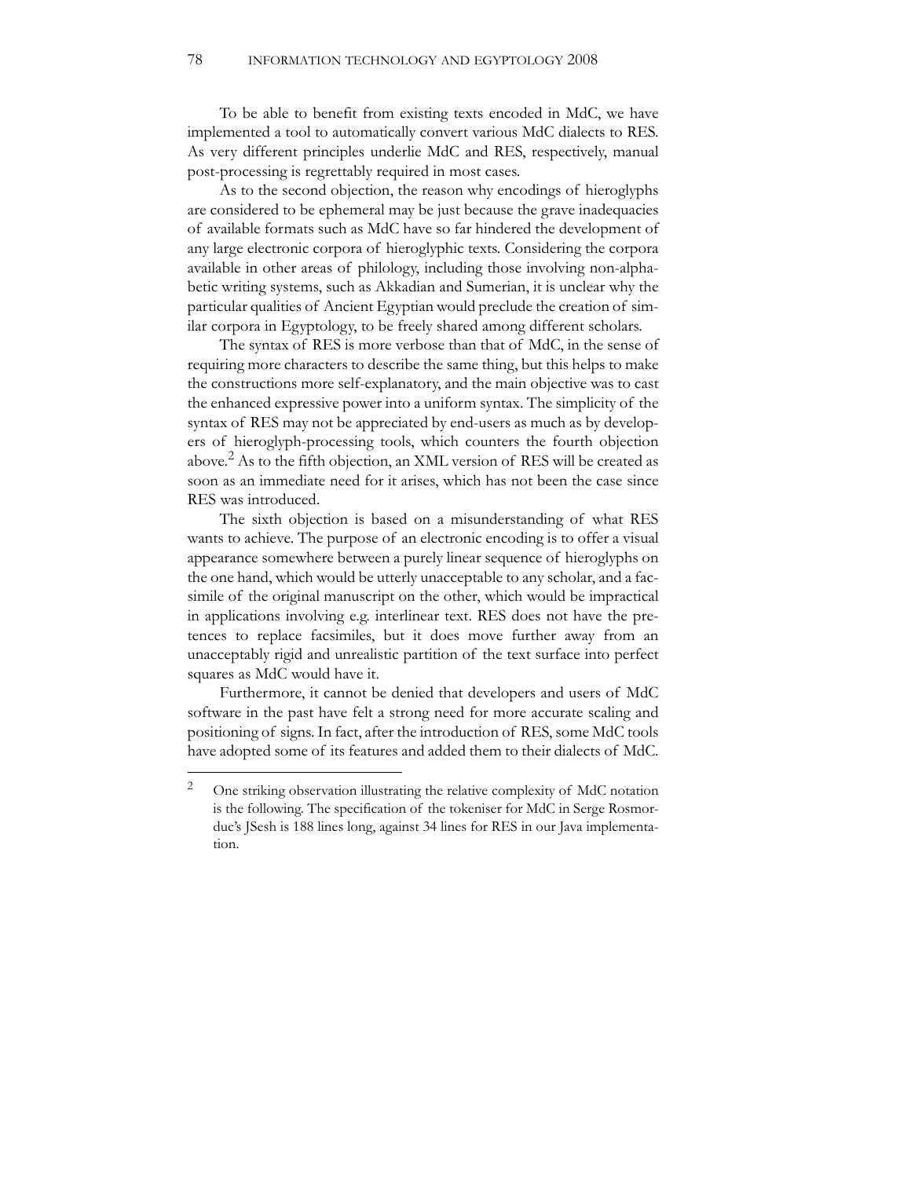To be able to benefit from existing texts encoded in MdC, we have implemented a tool to automatically convert various MdC dialects to RES. As very different principles underlie MdC and RES, respectively, manual post-processing is regrettably required in most cases.

As to the second objection, the reason why encodings of hieroglyphs are considered to be ephemeral may be just because the grave inadequacies of available formats such as MdC have so far hindered the development of any large electronic corpora of hieroglyphic texts. Considering the corpora available in other areas of philology, including those involving non-alphabetic writing systems, such as Akkadian and Sumerian, it is unclear why the particular qualities of Ancient Egyptian would preclude the creation of similar corpora in Egyptology, to be freely shared among different scholars.

The syntax of RES is more verbose than that of MdC, in the sense of requiring more characters to describe the same thing, but this helps to make the constructions more self-explanatory, and the main objective was to cast the enhanced expressive power into a uniform syntax. The simplicity of the syntax of RES may not be appreciated by end-users as much as by developers of hieroglyph-processing tools, which counters the fourth objection above.[2] As to the fifth objection, an XML version of RES will be created as soon as an immediate need for it arises, which has not been the case since RES was introduced.

The sixth objection is based on a misunderstanding of what RES wants to achieve. The purpose of an electronic encoding is to offer a visual appearance somewhere between a purely linear sequence of hieroglyphs on the one hand, which would be utterly unacceptable to any scholar, and a facsimile of the original manuscript on the other, which would be impractical in applications involving e.g. interlinear text. RES does not have the pretences to replace facsimiles, but it does move further away from an unacceptably rigid and unrealistic partition of the text surface into perfect squares as MdC would have it.

Furthermore, it cannot be denied that developers and users of MdC software in the past have felt a strong need for more accurate scaling and positioning of signs. In fact, after the introduction of RES, some MdC tools have adopted some of its features and added them to their dialects of MdC.

---

[2] One striking observation illustrating the relative complexity of MdC notation is the following. The specification of the tokeniser for MdC in Serge Rosmorduc's JSesh is 188 lines long, against 34 lines for RES in our Java implementation.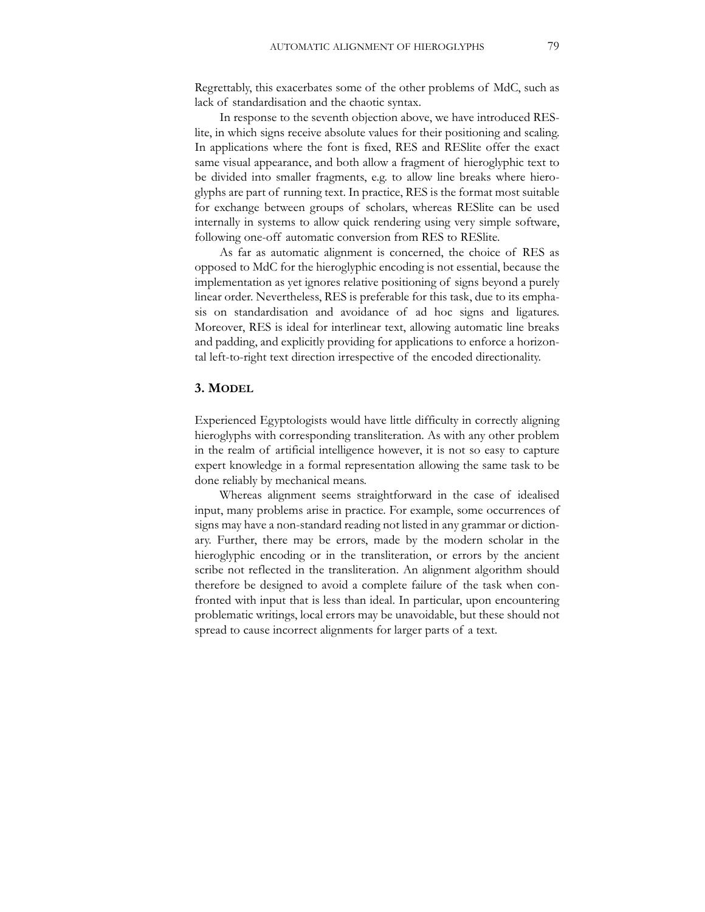Regrettably, this exacerbates some of the other problems of MdC, such as lack of standardisation and the chaotic syntax.

In response to the seventh objection above, we have introduced RESlite, in which signs receive absolute values for their positioning and scaling. In applications where the font is fixed, RES and RESlite offer the exact same visual appearance, and both allow a fragment of hieroglyphic text to be divided into smaller fragments, e.g. to allow line breaks where hieroglyphs are part of running text. In practice, RES is the format most suitable for exchange between groups of scholars, whereas RESlite can be used internally in systems to allow quick rendering using very simple software, following one-off automatic conversion from RES to RESlite.

As far as automatic alignment is concerned, the choice of RES as opposed to MdC for the hieroglyphic encoding is not essential, because the implementation as yet ignores relative positioning of signs beyond a purely linear order. Nevertheless, RES is preferable for this task, due to its emphasis on standardisation and avoidance of ad hoc signs and ligatures. Moreover, RES is ideal for interlinear text, allowing automatic line breaks and padding, and explicitly providing for applications to enforce a horizontal left-to-right text direction irrespective of the encoded directionality.

## 3. Model

Experienced Egyptologists would have little difficulty in correctly aligning hieroglyphs with corresponding transliteration. As with any other problem in the realm of artificial intelligence however, it is not so easy to capture expert knowledge in a formal representation allowing the same task to be done reliably by mechanical means.

Whereas alignment seems straightforward in the case of idealised input, many problems arise in practice. For example, some occurrences of signs may have a non-standard reading not listed in any grammar or dictionary. Further, there may be errors, made by the modern scholar in the hieroglyphic encoding or in the transliteration, or errors by the ancient scribe not reflected in the transliteration. An alignment algorithm should therefore be designed to avoid a complete failure of the task when confronted with input that is less than ideal. In particular, upon encountering problematic writings, local errors may be unavoidable, but these should not spread to cause incorrect alignments for larger parts of a text.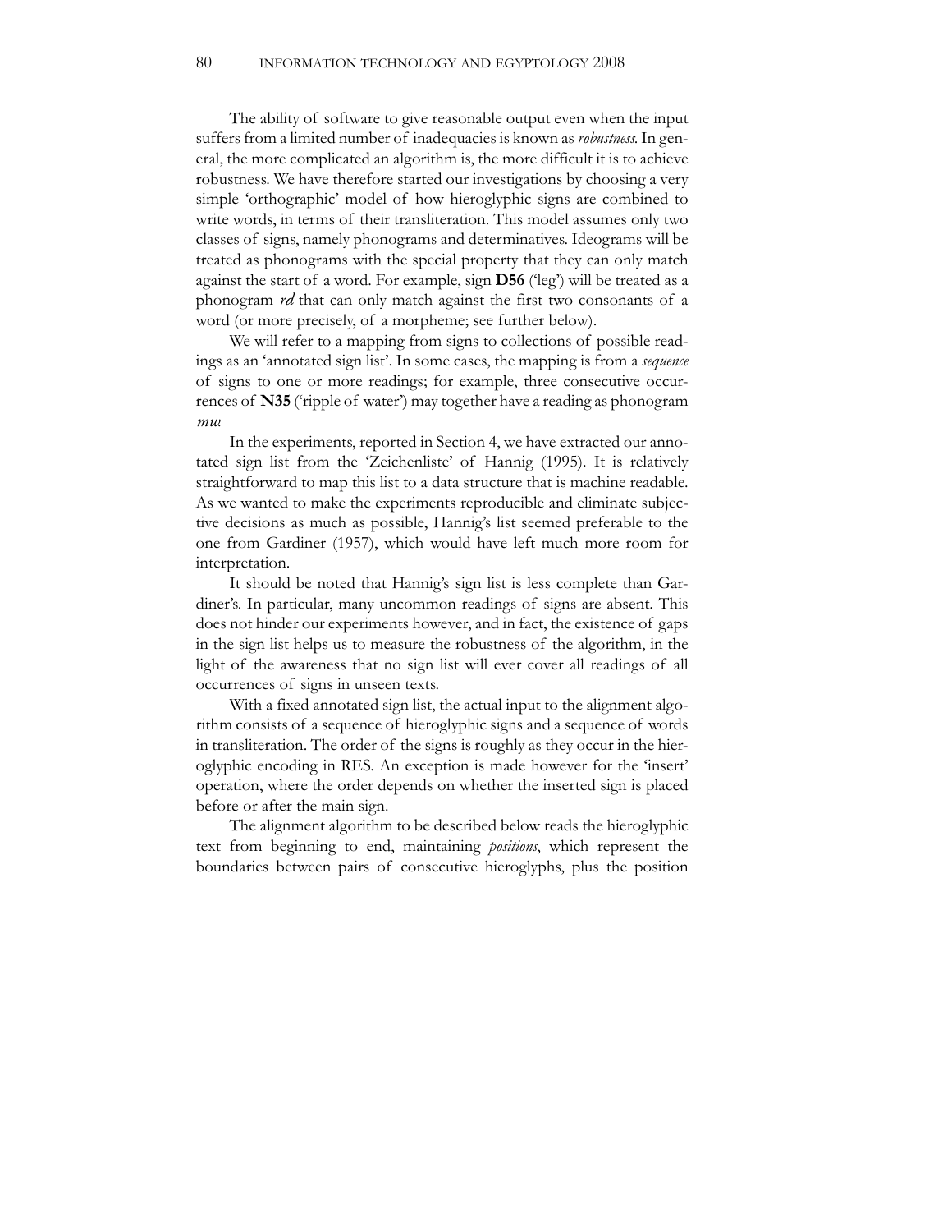The ability of software to give reasonable output even when the input suffers from a limited number of inadequacies is known as *robustness*. In general, the more complicated an algorithm is, the more difficult it is to achieve robustness. We have therefore started our investigations by choosing a very simple 'orthographic' model of how hieroglyphic signs are combined to write words, in terms of their transliteration. This model assumes only two classes of signs, namely phonograms and determinatives. Ideograms will be treated as phonograms with the special property that they can only match against the start of a word. For example, sign **D56** ('leg') will be treated as a phonogram *rd* that can only match against the first two consonants of a word (or more precisely, of a morpheme; see further below).

We will refer to a mapping from signs to collections of possible readings as an 'annotated sign list'. In some cases, the mapping is from a *sequence* of signs to one or more readings; for example, three consecutive occurrences of **N35** ('ripple of water') may together have a reading as phonogram *mw*.

In the experiments, reported in Section 4, we have extracted our annotated sign list from the 'Zeichenliste' of Hannig (1995). It is relatively straightforward to map this list to a data structure that is machine readable. As we wanted to make the experiments reproducible and eliminate subjective decisions as much as possible, Hannig's list seemed preferable to the one from Gardiner (1957), which would have left much more room for interpretation.

It should be noted that Hannig's sign list is less complete than Gardiner's. In particular, many uncommon readings of signs are absent. This does not hinder our experiments however, and in fact, the existence of gaps in the sign list helps us to measure the robustness of the algorithm, in the light of the awareness that no sign list will ever cover all readings of all occurrences of signs in unseen texts.

With a fixed annotated sign list, the actual input to the alignment algorithm consists of a sequence of hieroglyphic signs and a sequence of words in transliteration. The order of the signs is roughly as they occur in the hieroglyphic encoding in RES. An exception is made however for the 'insert' operation, where the order depends on whether the inserted sign is placed before or after the main sign.

The alignment algorithm to be described below reads the hieroglyphic text from beginning to end, maintaining *positions*, which represent the boundaries between pairs of consecutive hieroglyphs, plus the position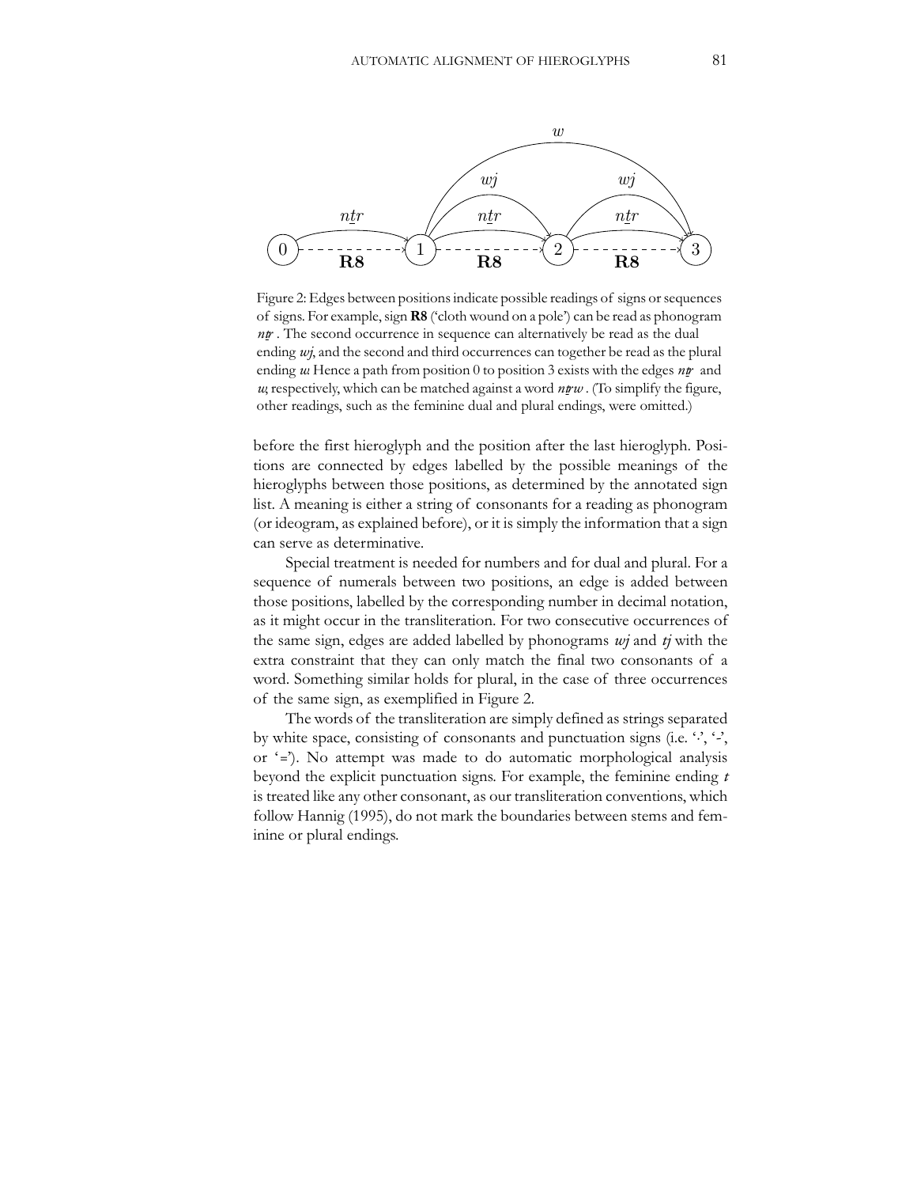Figure 2: Edges between positions indicate possible readings of signs or sequences of signs. For example, sign **R8** ('cloth wound on a pole') can be read as phonogram *nṯr* . The second occurrence in sequence can alternatively be read as the dual ending *wj*, and the second and third occurrences can together be read as the plural ending *w*. Hence a path from position 0 to position 3 exists with the edges *nṯr* and *w*, respectively, which can be matched against a word *nṯrw* . (To simplify the figure, other readings, such as the feminine dual and plural endings, were omitted.)

before the first hieroglyph and the position after the last hieroglyph. Positions are connected by edges labelled by the possible meanings of the hieroglyphs between those positions, as determined by the annotated sign list. A meaning is either a string of consonants for a reading as phonogram (or ideogram, as explained before), or it is simply the information that a sign can serve as determinative.

Special treatment is needed for numbers and for dual and plural. For a sequence of numerals between two positions, an edge is added between those positions, labelled by the corresponding number in decimal notation, as it might occur in the transliteration. For two consecutive occurrences of the same sign, edges are added labelled by phonograms *wj* and *tj* with the extra constraint that they can only match the final two consonants of a word. Something similar holds for plural, in the case of three occurrences of the same sign, as exemplified in Figure 2.

The words of the transliteration are simply defined as strings separated by white space, consisting of consonants and punctuation signs (i.e. '.', '-', or '='). No attempt was made to do automatic morphological analysis beyond the explicit punctuation signs. For example, the feminine ending *t* is treated like any other consonant, as our transliteration conventions, which follow Hannig (1995), do not mark the boundaries between stems and feminine or plural endings.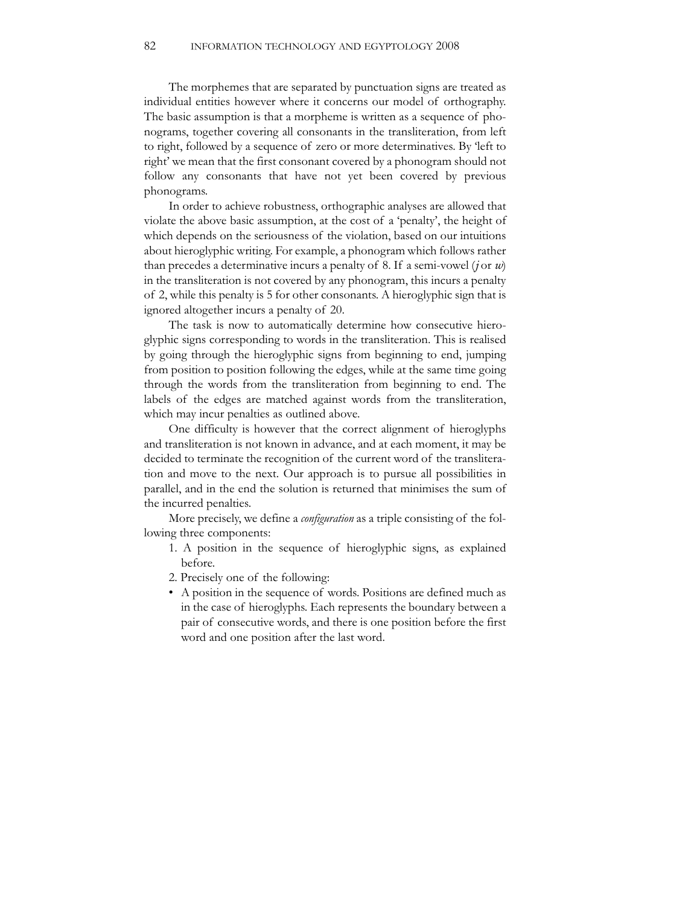The morphemes that are separated by punctuation signs are treated as individual entities however where it concerns our model of orthography. The basic assumption is that a morpheme is written as a sequence of phonograms, together covering all consonants in the transliteration, from left to right, followed by a sequence of zero or more determinatives. By 'left to right' we mean that the first consonant covered by a phonogram should not follow any consonants that have not yet been covered by previous phonograms.

In order to achieve robustness, orthographic analyses are allowed that violate the above basic assumption, at the cost of a 'penalty', the height of which depends on the seriousness of the violation, based on our intuitions about hieroglyphic writing. For example, a phonogram which follows rather than precedes a determinative incurs a penalty of 8. If a semi-vowel (*j* or *w*) in the transliteration is not covered by any phonogram, this incurs a penalty of 2, while this penalty is 5 for other consonants. A hieroglyphic sign that is ignored altogether incurs a penalty of 20.

The task is now to automatically determine how consecutive hieroglyphic signs corresponding to words in the transliteration. This is realised by going through the hieroglyphic signs from beginning to end, jumping from position to position following the edges, while at the same time going through the words from the transliteration from beginning to end. The labels of the edges are matched against words from the transliteration, which may incur penalties as outlined above.

One difficulty is however that the correct alignment of hieroglyphs and transliteration is not known in advance, and at each moment, it may be decided to terminate the recognition of the current word of the transliteration and move to the next. Our approach is to pursue all possibilities in parallel, and in the end the solution is returned that minimises the sum of the incurred penalties.

More precisely, we define a *configuration* as a triple consisting of the following three components:

1. A position in the sequence of hieroglyphic signs, as explained before.
2. Precisely one of the following:

- A position in the sequence of words. Positions are defined much as in the case of hieroglyphs. Each represents the boundary between a pair of consecutive words, and there is one position before the first word and one position after the last word.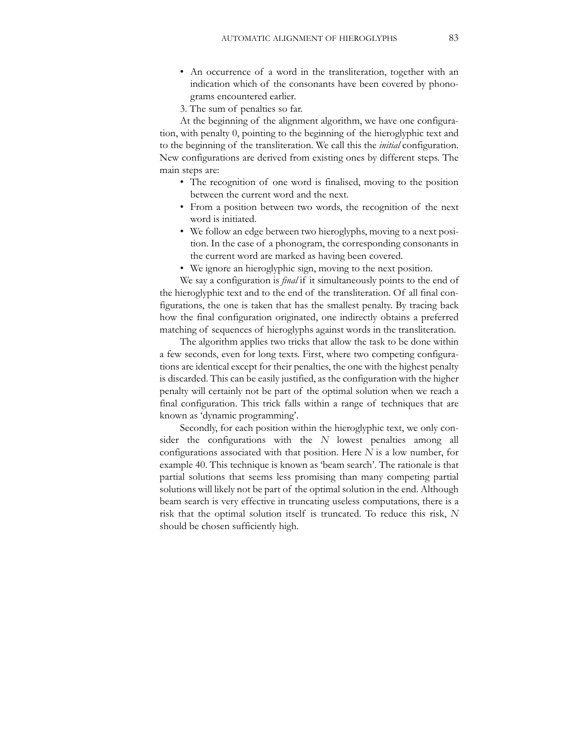- An occurrence of a word in the transliteration, together with an indication which of the consonants have been covered by phonograms encountered earlier.

3. The sum of penalties so far.

At the beginning of the alignment algorithm, we have one configuration, with penalty 0, pointing to the beginning of the hieroglyphic text and to the beginning of the transliteration. We call this the *initial* configuration. New configurations are derived from existing ones by different steps. The main steps are:

- The recognition of one word is finalised, moving to the position between the current word and the next.
- From a position between two words, the recognition of the next word is initiated.
- We follow an edge between two hieroglyphs, moving to a next position. In the case of a phonogram, the corresponding consonants in the current word are marked as having been covered.
- We ignore an hieroglyphic sign, moving to the next position.

We say a configuration is *final* if it simultaneously points to the end of the hieroglyphic text and to the end of the transliteration. Of all final configurations, the one is taken that has the smallest penalty. By tracing back how the final configuration originated, one indirectly obtains a preferred matching of sequences of hieroglyphs against words in the transliteration.

The algorithm applies two tricks that allow the task to be done within a few seconds, even for long texts. First, where two competing configurations are identical except for their penalties, the one with the highest penalty is discarded. This can be easily justified, as the configuration with the higher penalty will certainly not be part of the optimal solution when we reach a final configuration. This trick falls within a range of techniques that are known as 'dynamic programming'.

Secondly, for each position within the hieroglyphic text, we only consider the configurations with the $N$ lowest penalties among all configurations associated with that position. Here $N$ is a low number, for example 40. This technique is known as 'beam search'. The rationale is that partial solutions that seems less promising than many competing partial solutions will likely not be part of the optimal solution in the end. Although beam search is very effective in truncating useless computations, there is a risk that the optimal solution itself is truncated. To reduce this risk, $N$ should be chosen sufficiently high.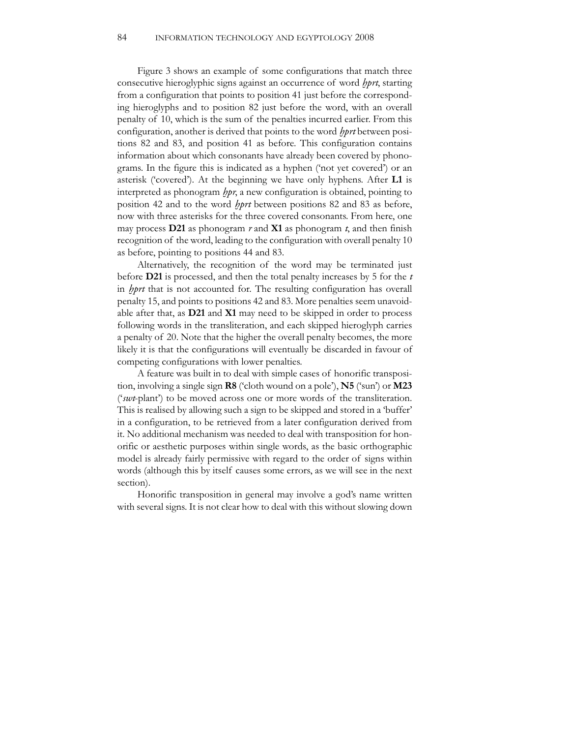Figure 3 shows an example of some configurations that match three consecutive hieroglyphic signs against an occurrence of word *ḫprt*, starting from a configuration that points to position 41 just before the corresponding hieroglyphs and to position 82 just before the word, with an overall penalty of 10, which is the sum of the penalties incurred earlier. From this configuration, another is derived that points to the word *ḫprt* between positions 82 and 83, and position 41 as before. This configuration contains information about which consonants have already been covered by phonograms. In the figure this is indicated as a hyphen ('not yet covered') or an asterisk ('covered'). At the beginning we have only hyphens. After **L1** is interpreted as phonogram *ḫpr*, a new configuration is obtained, pointing to position 42 and to the word *ḫprt* between positions 82 and 83 as before, now with three asterisks for the three covered consonants. From here, one may process **D21** as phonogram *r* and **X1** as phonogram *t*, and then finish recognition of the word, leading to the configuration with overall penalty 10 as before, pointing to positions 44 and 83.

Alternatively, the recognition of the word may be terminated just before **D21** is processed, and then the total penalty increases by 5 for the *t* in *ḫprt* that is not accounted for. The resulting configuration has overall penalty 15, and points to positions 42 and 83. More penalties seem unavoidable after that, as **D21** and **X1** may need to be skipped in order to process following words in the transliteration, and each skipped hieroglyph carries a penalty of 20. Note that the higher the overall penalty becomes, the more likely it is that the configurations will eventually be discarded in favour of competing configurations with lower penalties.

A feature was built in to deal with simple cases of honorific transposition, involving a single sign **R8** ('cloth wound on a pole'), **N5** ('sun') or **M23** ('*swt*-plant') to be moved across one or more words of the transliteration. This is realised by allowing such a sign to be skipped and stored in a 'buffer' in a configuration, to be retrieved from a later configuration derived from it. No additional mechanism was needed to deal with transposition for honorific or aesthetic purposes within single words, as the basic orthographic model is already fairly permissive with regard to the order of signs within words (although this by itself causes some errors, as we will see in the next section).

Honorific transposition in general may involve a god's name written with several signs. It is not clear how to deal with this without slowing down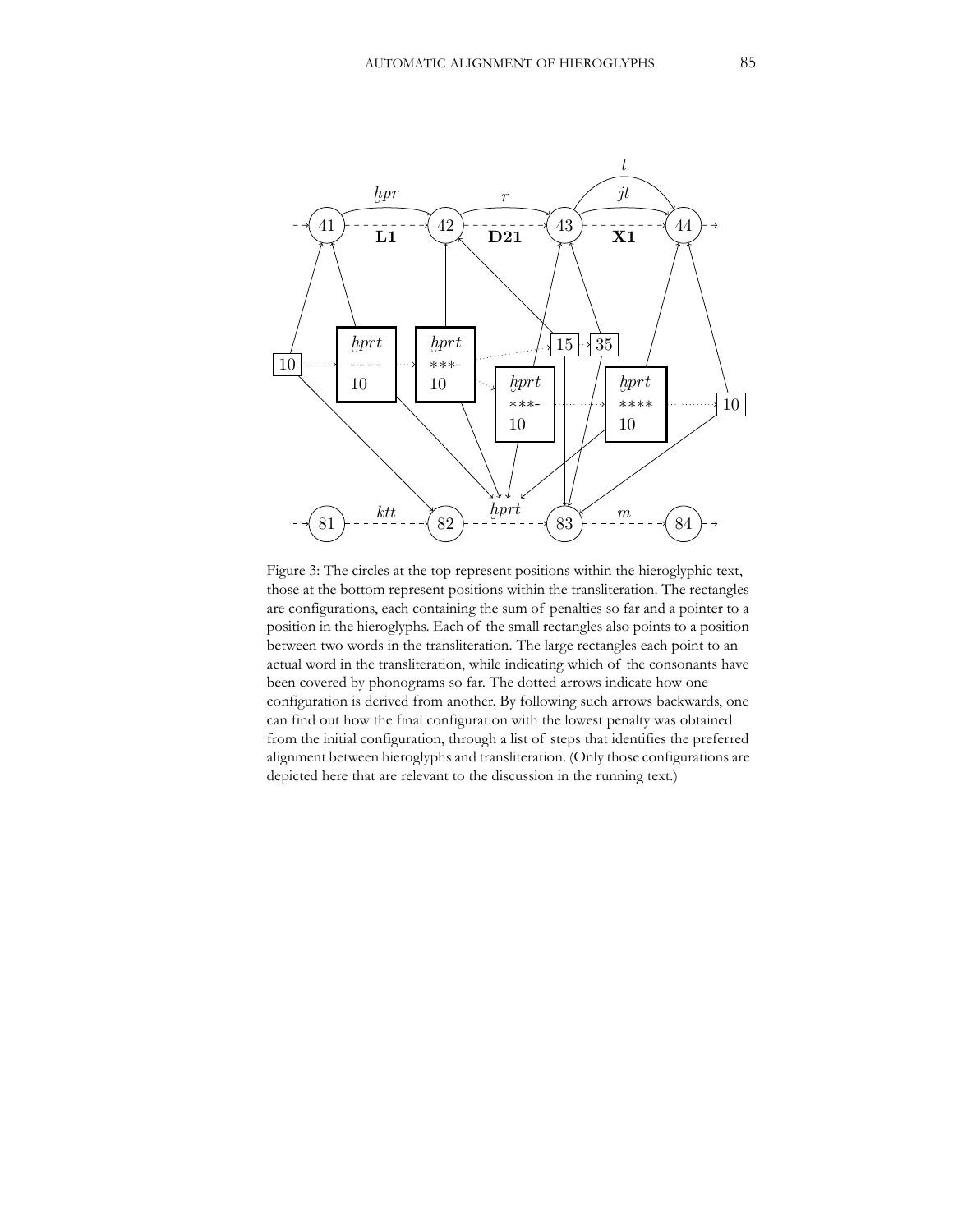Figure 3: The circles at the top represent positions within the hieroglyphic text, those at the bottom represent positions within the transliteration. The rectangles are configurations, each containing the sum of penalties so far and a pointer to a position in the hieroglyphs. Each of the small rectangles also points to a position between two words in the transliteration. The large rectangles each point to an actual word in the transliteration, while indicating which of the consonants have been covered by phonograms so far. The dotted arrows indicate how one configuration is derived from another. By following such arrows backwards, one can find out how the final configuration with the lowest penalty was obtained from the initial configuration, through a list of steps that identifies the preferred alignment between hieroglyphs and transliteration. (Only those configurations are depicted here that are relevant to the discussion in the running text.)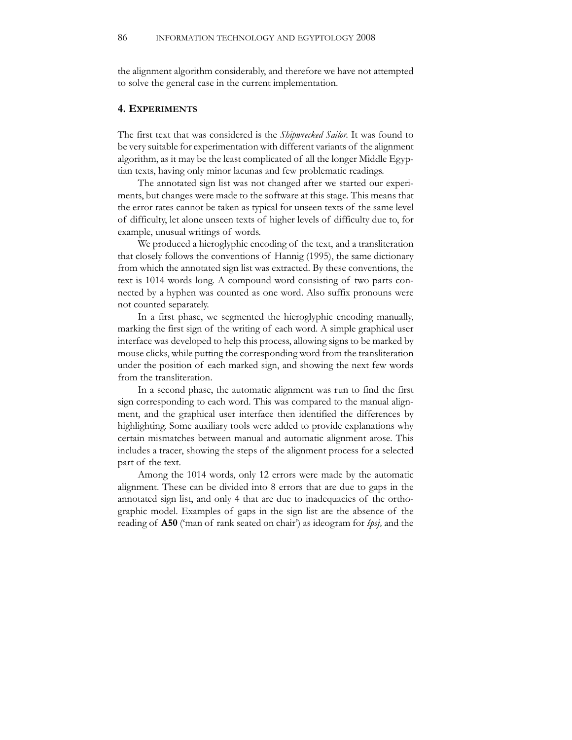the alignment algorithm considerably, and therefore we have not attempted to solve the general case in the current implementation.

## 4. Experiments

The first text that was considered is the *Shipwrecked Sailor*. It was found to be very suitable for experimentation with different variants of the alignment algorithm, as it may be the least complicated of all the longer Middle Egyptian texts, having only minor lacunas and few problematic readings.

The annotated sign list was not changed after we started our experiments, but changes were made to the software at this stage. This means that the error rates cannot be taken as typical for unseen texts of the same level of difficulty, let alone unseen texts of higher levels of difficulty due to, for example, unusual writings of words.

We produced a hieroglyphic encoding of the text, and a transliteration that closely follows the conventions of Hannig (1995), the same dictionary from which the annotated sign list was extracted. By these conventions, the text is 1014 words long. A compound word consisting of two parts connected by a hyphen was counted as one word. Also suffix pronouns were not counted separately.

In a first phase, we segmented the hieroglyphic encoding manually, marking the first sign of the writing of each word. A simple graphical user interface was developed to help this process, allowing signs to be marked by mouse clicks, while putting the corresponding word from the transliteration under the position of each marked sign, and showing the next few words from the transliteration.

In a second phase, the automatic alignment was run to find the first sign corresponding to each word. This was compared to the manual alignment, and the graphical user interface then identified the differences by highlighting. Some auxiliary tools were added to provide explanations why certain mismatches between manual and automatic alignment arose. This includes a tracer, showing the steps of the alignment process for a selected part of the text.

Among the 1014 words, only 12 errors were made by the automatic alignment. These can be divided into 8 errors that are due to gaps in the annotated sign list, and only 4 that are due to inadequacies of the orthographic model. Examples of gaps in the sign list are the absence of the reading of **A50** ('man of rank seated on chair') as ideogram for *šps*j, and the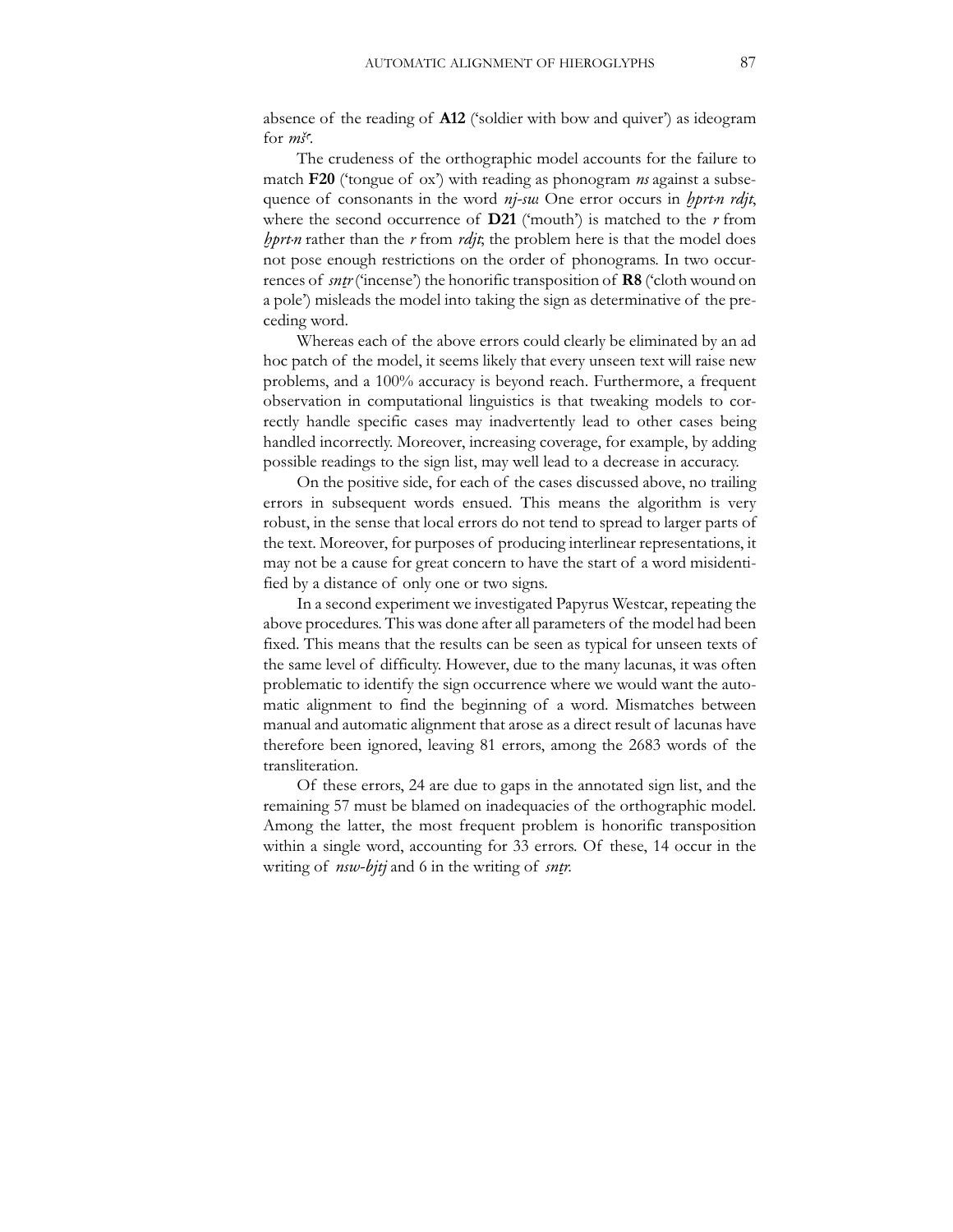absence of the reading of **A12** ('soldier with bow and quiver') as ideogram for *mšʿ*.

The crudeness of the orthographic model accounts for the failure to match **F20** ('tongue of ox') with reading as phonogram *ns* against a subsequence of consonants in the word *nj-sw.* One error occurs in *ḫprt-n rdjt*, where the second occurrence of **D21** ('mouth') is matched to the *r* from *ḫprt-n* rather than the *r* from *rdjt*; the problem here is that the model does not pose enough restrictions on the order of phonograms. In two occurrences of *snṯr* ('incense') the honorific transposition of **R8** ('cloth wound on a pole') misleads the model into taking the sign as determinative of the preceding word.

Whereas each of the above errors could clearly be eliminated by an ad hoc patch of the model, it seems likely that every unseen text will raise new problems, and a 100% accuracy is beyond reach. Furthermore, a frequent observation in computational linguistics is that tweaking models to correctly handle specific cases may inadvertently lead to other cases being handled incorrectly. Moreover, increasing coverage, for example, by adding possible readings to the sign list, may well lead to a decrease in accuracy.

On the positive side, for each of the cases discussed above, no trailing errors in subsequent words ensued. This means the algorithm is very robust, in the sense that local errors do not tend to spread to larger parts of the text. Moreover, for purposes of producing interlinear representations, it may not be a cause for great concern to have the start of a word misidentified by a distance of only one or two signs.

In a second experiment we investigated Papyrus Westcar, repeating the above procedures. This was done after all parameters of the model had been fixed. This means that the results can be seen as typical for unseen texts of the same level of difficulty. However, due to the many lacunas, it was often problematic to identify the sign occurrence where we would want the automatic alignment to find the beginning of a word. Mismatches between manual and automatic alignment that arose as a direct result of lacunas have therefore been ignored, leaving 81 errors, among the 2683 words of the transliteration.

Of these errors, 24 are due to gaps in the annotated sign list, and the remaining 57 must be blamed on inadequacies of the orthographic model. Among the latter, the most frequent problem is honorific transposition within a single word, accounting for 33 errors. Of these, 14 occur in the writing of *nsw-bjtj* and 6 in the writing of *snṯr*.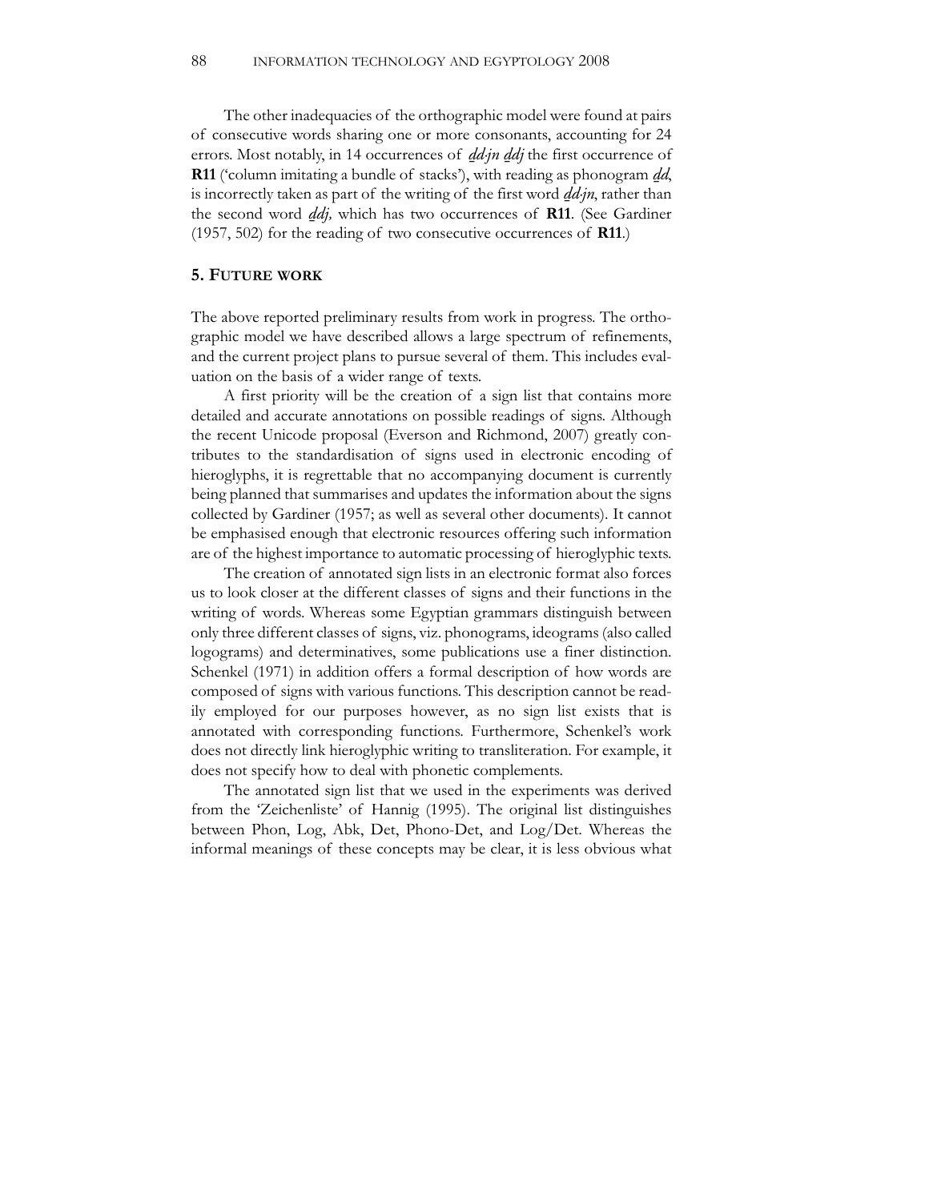The other inadequacies of the orthographic model were found at pairs of consecutive words sharing one or more consonants, accounting for 24 errors. Most notably, in 14 occurrences of *ḏd.jn ḏdj* the first occurrence of **R11** ('column imitating a bundle of stacks'), with reading as phonogram *ḏd*, is incorrectly taken as part of the writing of the first word *ḏd.jn*, rather than the second word *ḏdj*, which has two occurrences of **R11**. (See Gardiner (1957, 502) for the reading of two consecutive occurrences of **R11**.)

## 5. Future work

The above reported preliminary results from work in progress. The orthographic model we have described allows a large spectrum of refinements, and the current project plans to pursue several of them. This includes evaluation on the basis of a wider range of texts.

A first priority will be the creation of a sign list that contains more detailed and accurate annotations on possible readings of signs. Although the recent Unicode proposal (Everson and Richmond, 2007) greatly contributes to the standardisation of signs used in electronic encoding of hieroglyphs, it is regrettable that no accompanying document is currently being planned that summarises and updates the information about the signs collected by Gardiner (1957; as well as several other documents). It cannot be emphasised enough that electronic resources offering such information are of the highest importance to automatic processing of hieroglyphic texts.

The creation of annotated sign lists in an electronic format also forces us to look closer at the different classes of signs and their functions in the writing of words. Whereas some Egyptian grammars distinguish between only three different classes of signs, viz. phonograms, ideograms (also called logograms) and determinatives, some publications use a finer distinction. Schenkel (1971) in addition offers a formal description of how words are composed of signs with various functions. This description cannot be readily employed for our purposes however, as no sign list exists that is annotated with corresponding functions. Furthermore, Schenkel's work does not directly link hieroglyphic writing to transliteration. For example, it does not specify how to deal with phonetic complements.

The annotated sign list that we used in the experiments was derived from the 'Zeichenliste' of Hannig (1995). The original list distinguishes between Phon, Log, Abk, Det, Phono-Det, and Log/Det. Whereas the informal meanings of these concepts may be clear, it is less obvious what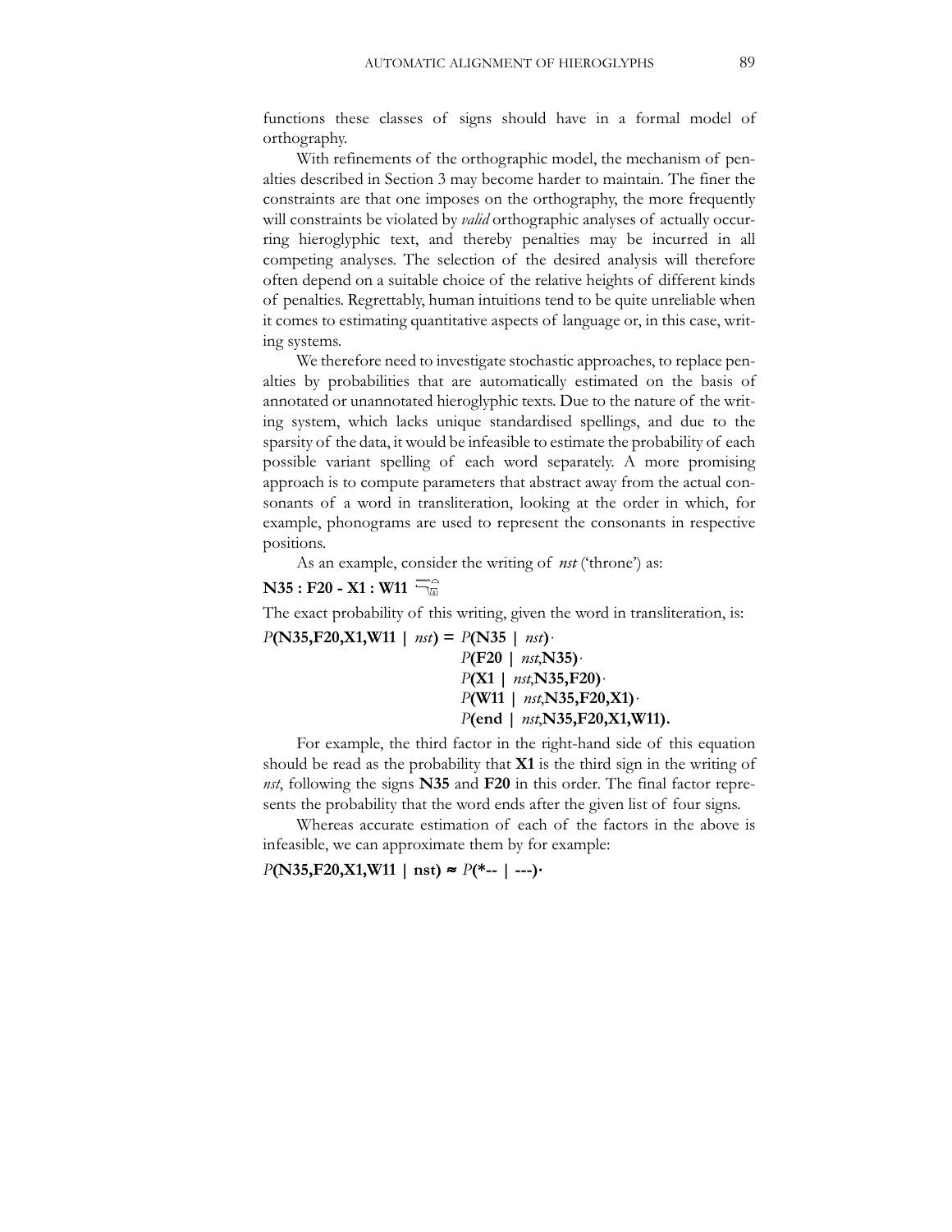functions these classes of signs should have in a formal model of orthography.

With refinements of the orthographic model, the mechanism of penalties described in Section 3 may become harder to maintain. The finer the constraints are that one imposes on the orthography, the more frequently will constraints be violated by *valid* orthographic analyses of actually occurring hieroglyphic text, and thereby penalties may be incurred in all competing analyses. The selection of the desired analysis will therefore often depend on a suitable choice of the relative heights of different kinds of penalties. Regrettably, human intuitions tend to be quite unreliable when it comes to estimating quantitative aspects of language or, in this case, writing systems.

We therefore need to investigate stochastic approaches, to replace penalties by probabilities that are automatically estimated on the basis of annotated or unannotated hieroglyphic texts. Due to the nature of the writing system, which lacks unique standardised spellings, and due to the sparsity of the data, it would be infeasible to estimate the probability of each possible variant spelling of each word separately. A more promising approach is to compute parameters that abstract away from the actual consonants of a word in transliteration, looking at the order in which, for example, phonograms are used to represent the consonants in respective positions.

As an example, consider the writing of *nst* ('throne') as:

**N35 : F20 - X1 : W11**

The exact probability of this writing, given the word in transliteration, is:

*P*(**N35,F20,X1,W11** | *nst*) = *P*(**N35** | *nst*)·
*P*(**F20** | *nst*,**N35**)·
*P*(**X1** | *nst*,**N35,F20**)·
*P*(**W11** | *nst*,**N35,F20,X1**)·
*P*(**end** | *nst*,**N35,F20,X1,W11**).

For example, the third factor in the right-hand side of this equation should be read as the probability that **X1** is the third sign in the writing of *nst*, following the signs **N35** and **F20** in this order. The final factor represents the probability that the word ends after the given list of four signs.

Whereas accurate estimation of each of the factors in the above is infeasible, we can approximate them by for example:

*P*(**N35,F20,X1,W11** | **nst**) ≈ *P*(**\*--** | **---**)·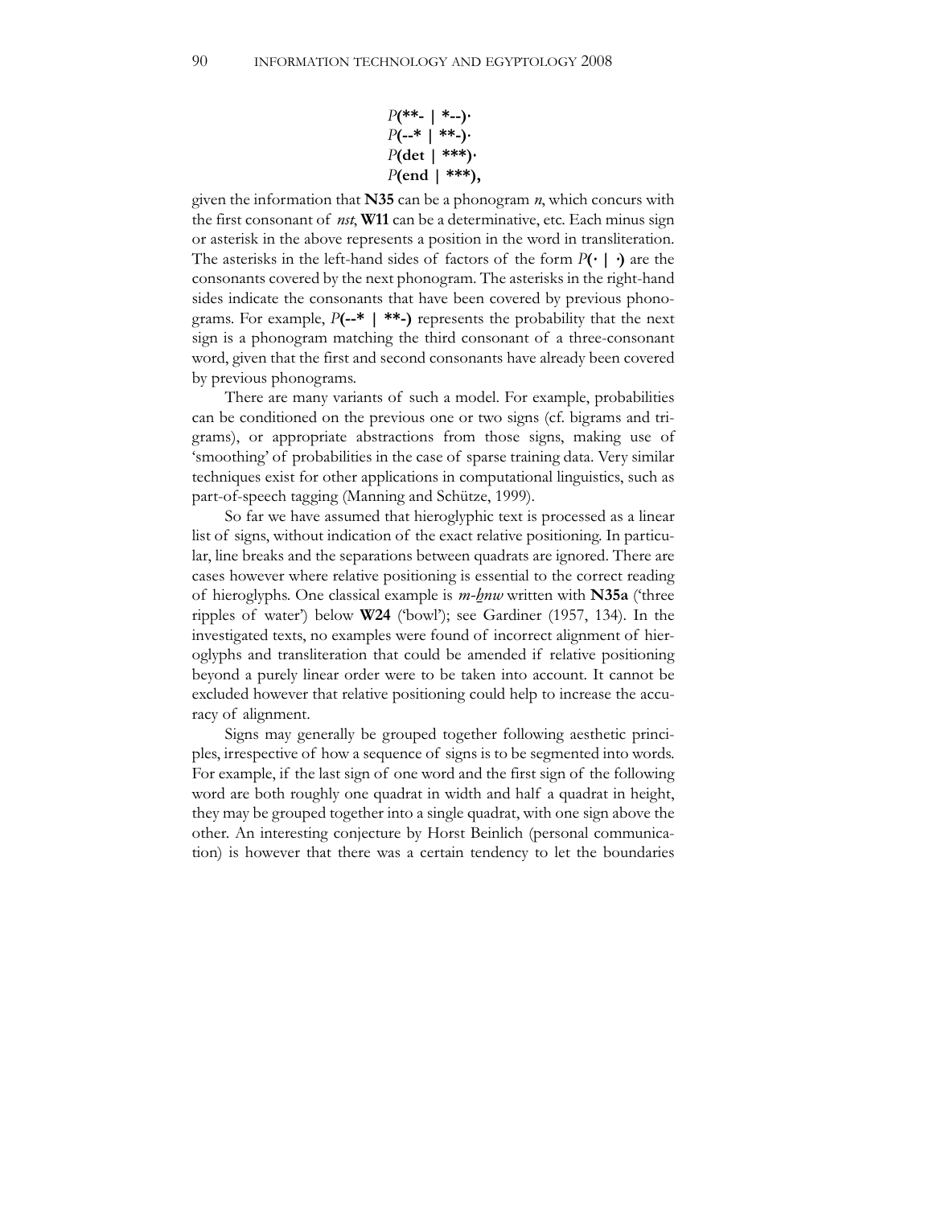*P*(**- | *--)·
*P*(--* | **-)·
*P*(det | ***)·
*P*(end | ***),

given the information that **N35** can be a phonogram *n*, which concurs with the first consonant of *nst*, **W11** can be a determinative, etc. Each minus sign or asterisk in the above represents a position in the word in transliteration. The asterisks in the left-hand sides of factors of the form *P*(· | ·) are the consonants covered by the next phonogram. The asterisks in the right-hand sides indicate the consonants that have been covered by previous phonograms. For example, *P*(--* | **-) represents the probability that the next sign is a phonogram matching the third consonant of a three-consonant word, given that the first and second consonants have already been covered by previous phonograms.

There are many variants of such a model. For example, probabilities can be conditioned on the previous one or two signs (cf. bigrams and trigrams), or appropriate abstractions from those signs, making use of 'smoothing' of probabilities in the case of sparse training data. Very similar techniques exist for other applications in computational linguistics, such as part-of-speech tagging (Manning and Schütze, 1999).

So far we have assumed that hieroglyphic text is processed as a linear list of signs, without indication of the exact relative positioning. In particular, line breaks and the separations between quadrats are ignored. There are cases however where relative positioning is essential to the correct reading of hieroglyphs. One classical example is *m-ẖnw* written with **N35a** ('three ripples of water') below **W24** ('bowl'); see Gardiner (1957, 134). In the investigated texts, no examples were found of incorrect alignment of hieroglyphs and transliteration that could be amended if relative positioning beyond a purely linear order were to be taken into account. It cannot be excluded however that relative positioning could help to increase the accuracy of alignment.

Signs may generally be grouped together following aesthetic principles, irrespective of how a sequence of signs is to be segmented into words. For example, if the last sign of one word and the first sign of the following word are both roughly one quadrat in width and half a quadrat in height, they may be grouped together into a single quadrat, with one sign above the other. An interesting conjecture by Horst Beinlich (personal communication) is however that there was a certain tendency to let the boundaries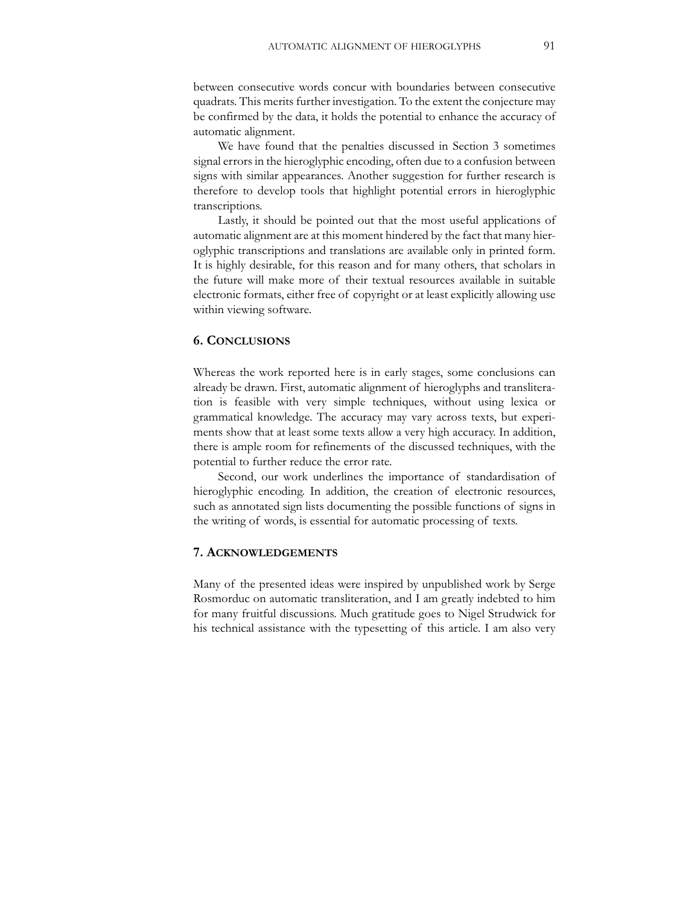between consecutive words concur with boundaries between consecutive quadrats. This merits further investigation. To the extent the conjecture may be confirmed by the data, it holds the potential to enhance the accuracy of automatic alignment.

We have found that the penalties discussed in Section 3 sometimes signal errors in the hieroglyphic encoding, often due to a confusion between signs with similar appearances. Another suggestion for further research is therefore to develop tools that highlight potential errors in hieroglyphic transcriptions.

Lastly, it should be pointed out that the most useful applications of automatic alignment are at this moment hindered by the fact that many hieroglyphic transcriptions and translations are available only in printed form. It is highly desirable, for this reason and for many others, that scholars in the future will make more of their textual resources available in suitable electronic formats, either free of copyright or at least explicitly allowing use within viewing software.

## 6. Conclusions

Whereas the work reported here is in early stages, some conclusions can already be drawn. First, automatic alignment of hieroglyphs and transliteration is feasible with very simple techniques, without using lexica or grammatical knowledge. The accuracy may vary across texts, but experiments show that at least some texts allow a very high accuracy. In addition, there is ample room for refinements of the discussed techniques, with the potential to further reduce the error rate.

Second, our work underlines the importance of standardisation of hieroglyphic encoding. In addition, the creation of electronic resources, such as annotated sign lists documenting the possible functions of signs in the writing of words, is essential for automatic processing of texts.

## 7. Acknowledgements

Many of the presented ideas were inspired by unpublished work by Serge Rosmorduc on automatic transliteration, and I am greatly indebted to him for many fruitful discussions. Much gratitude goes to Nigel Strudwick for his technical assistance with the typesetting of this article. I am also very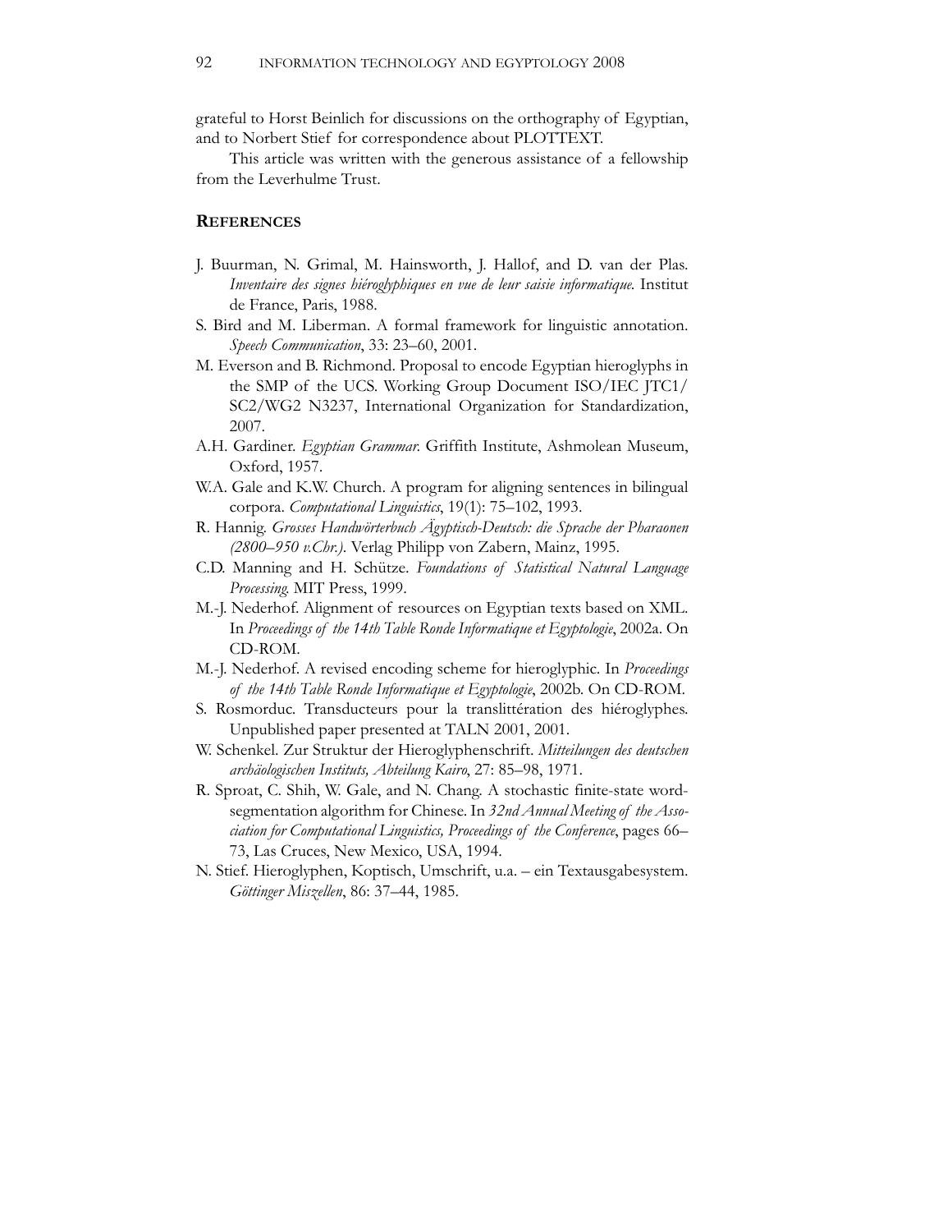grateful to Horst Beinlich for discussions on the orthography of Egyptian, and to Norbert Stief for correspondence about PLOTTEXT.

This article was written with the generous assistance of a fellowship from the Leverhulme Trust.

## References

J. Buurman, N. Grimal, M. Hainsworth, J. Hallof, and D. van der Plas. *Inventaire des signes hiéroglyphiques en vue de leur saisie informatique*. Institut de France, Paris, 1988.

S. Bird and M. Liberman. A formal framework for linguistic annotation. *Speech Communication*, 33: 23–60, 2001.

M. Everson and B. Richmond. Proposal to encode Egyptian hieroglyphs in the SMP of the UCS. Working Group Document ISO/IEC JTC1/SC2/WG2 N3237, International Organization for Standardization, 2007.

A.H. Gardiner. *Egyptian Grammar*. Griffith Institute, Ashmolean Museum, Oxford, 1957.

W.A. Gale and K.W. Church. A program for aligning sentences in bilingual corpora. *Computational Linguistics*, 19(1): 75–102, 1993.

R. Hannig. *Grosses Handwörterbuch Ägyptisch-Deutsch: die Sprache der Pharaonen (2800–950 v.Chr.)*. Verlag Philipp von Zabern, Mainz, 1995.

C.D. Manning and H. Schütze. *Foundations of Statistical Natural Language Processing*. MIT Press, 1999.

M.-J. Nederhof. Alignment of resources on Egyptian texts based on XML. In *Proceedings of the 14th Table Ronde Informatique et Egyptologie*, 2002a. On CD-ROM.

M.-J. Nederhof. A revised encoding scheme for hieroglyphic. In *Proceedings of the 14th Table Ronde Informatique et Egyptologie*, 2002b. On CD-ROM.

S. Rosmorduc. Transducteurs pour la translittération des hiéroglyphes. Unpublished paper presented at TALN 2001, 2001.

W. Schenkel. Zur Struktur der Hieroglyphenschrift. *Mitteilungen des deutschen archäologischen Instituts, Abteilung Kairo*, 27: 85–98, 1971.

R. Sproat, C. Shih, W. Gale, and N. Chang. A stochastic finite-state word-segmentation algorithm for Chinese. In *32nd Annual Meeting of the Association for Computational Linguistics, Proceedings of the Conference*, pages 66–73, Las Cruces, New Mexico, USA, 1994.

N. Stief. Hieroglyphen, Koptisch, Umschrift, u.a. – ein Textausgabesystem. *Göttinger Miszellen*, 86: 37–44, 1985.